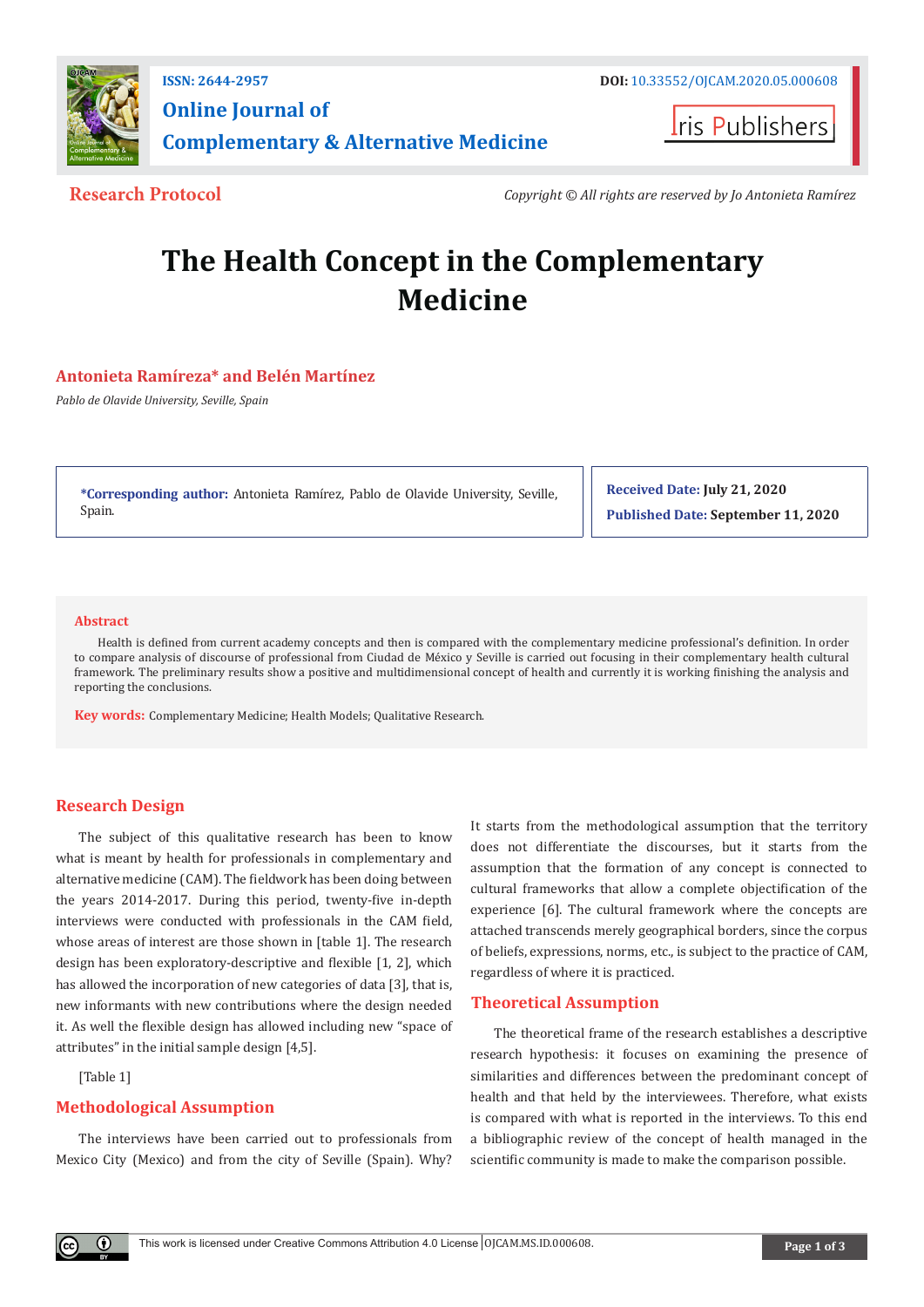ISSN: 2644-2957

DOI: 10.33552/OJCAM.2020.05.000608

**Online Journal of Complementary & Alternative Medicine**

Iris Publishers

**Research Protocol**

*Copyright © All rights are reserved by Jo Antonieta Ramírez*

# The Health Concept in the Complementary Medicine

**Antonieta Ramíreza* and Belén Martínez**

*Pablo de Olavide University, Seville, Spain*

***Corresponding author:** Antonieta Ramírez, Pablo de Olavide University, Seville, Spain.

**Received Date:** July 21, 2020

**Published Date:** September 11, 2020

## Abstract

Health is defined from current academy concepts and then is compared with the complementary medicine professional's definition. In order to compare analysis of discourse of professional from Ciudad de México y Seville is carried out focusing in their complementary health cultural framework. The preliminary results show a positive and multidimensional concept of health and currently it is working finishing the analysis and reporting the conclusions.

**Key words:** Complementary Medicine; Health Models; Qualitative Research.

## Research Design

The subject of this qualitative research has been to know what is meant by health for professionals in complementary and alternative medicine (CAM). The fieldwork has been doing between the years 2014-2017. During this period, twenty-five in-depth interviews were conducted with professionals in the CAM field, whose areas of interest are those shown in [table 1]. The research design has been exploratory-descriptive and flexible [1, 2], which has allowed the incorporation of new categories of data [3], that is, new informants with new contributions where the design needed it. As well the flexible design has allowed including new "space of attributes" in the initial sample design [4,5].

[Table 1]

## Methodological Assumption

The interviews have been carried out to professionals from Mexico City (Mexico) and from the city of Seville (Spain). Why? It starts from the methodological assumption that the territory does not differentiate the discourses, but it starts from the assumption that the formation of any concept is connected to cultural frameworks that allow a complete objectification of the experience [6]. The cultural framework where the concepts are attached transcends merely geographical borders, since the corpus of beliefs, expressions, norms, etc., is subject to the practice of CAM, regardless of where it is practiced.

## Theoretical Assumption

The theoretical frame of the research establishes a descriptive research hypothesis: it focuses on examining the presence of similarities and differences between the predominant concept of health and that held by the interviewees. Therefore, what exists is compared with what is reported in the interviews. To this end a bibliographic review of the concept of health managed in the scientific community is made to make the comparison possible.

This work is licensed under Creative Commons Attribution 4.0 License OJCAM.MS.ID.000608.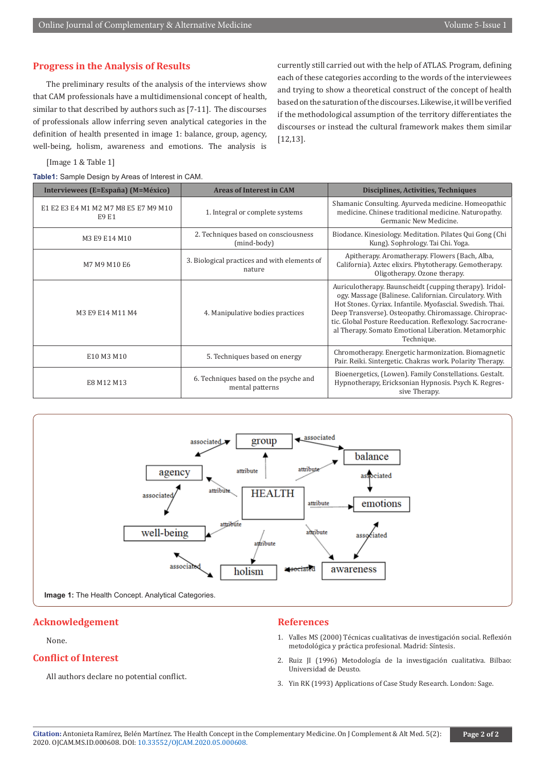## Progress in the Analysis of Results

The preliminary results of the analysis of the interviews show that CAM professionals have a multidimensional concept of health, similar to that described by authors such as [7-11]. The discourses of professionals allow inferring seven analytical categories in the definition of health presented in image 1: balance, group, agency, well-being, holism, awareness and emotions. The analysis is currently still carried out with the help of ATLAS. Program, defining each of these categories according to the words of the interviewees and trying to show a theoretical construct for the concept of health based on the saturation of the discourses. Likewise, it will be verified if the methodological assumption of the territory differentiates the discourses or instead the cultural framework makes them similar [12,13].

[Image 1 & Table 1]

**Table1:** Sample Design by Areas of Interest in CAM.

| Interviewees (E=España) (M=México) | Areas of Interest in CAM | Disciplines, Activities, Techniques |
|---|---|---|
| E1 E2 E3 E4 M1 M2 M7 M8 E5 E7 M9 M10 E9 E1 | 1. Integral or complete systems | Shamanic Consulting. Ayurveda medicine. Homeopathic medicine. Chinese traditional medicine. Naturopathy. Germanic New Medicine. |
| M3 E9 E14 M10 | 2. Techniques based on consciousness (mind-body) | Biodance. Kinesiology. Meditation. Pilates Qui Gong (Chi Kung). Sophrology. Tai Chi. Yoga. |
| M7 M9 M10 E6 | 3. Biological practices and with elements of nature | Apitherapy. Aromatherapy. Flowers (Bach, Alba, California). Aztec elixirs. Phytotherapy. Gemotherapy. Oligotherapy. Ozone therapy. |
| M3 E9 E14 M11 M4 | 4. Manipulative bodies practices | Auriculotherapy. Baunscheidt (cupping therapy). Iridology. Massage (Balinese. Californian. Circulatory. With Hot Stones. Cyriax. Infantile. Myofascial. Swedish. Thai. Deep Transverse). Osteopathy. Chiromassage. Chiropractic. Global Posture Reeducation. Reflexology. Sacrocraneal Therapy. Somato Emotional Liberation. Metamorphic Technique. |
| E10 M3 M10 | 5. Techniques based on energy | Chromotherapy. Energetic harmonization. Biomagnetic Pair. Reiki. Sintergetic. Chakras work. Polarity Therapy. |
| E8 M12 M13 | 6. Techniques based on the psyche and mental patterns | Bioenergetics, (Lowen). Family Constellations. Gestalt. Hypnotherapy, Ericksonian Hypnosis. Psych K. Regressive Therapy. |

**Image 1:** The Health Concept. Analytical Categories.

## Acknowledgement

None.

## Conflict of Interest

All authors declare no potential conflict.

## References

1. Valles MS (2000) Técnicas cualitativas de investigación social. Reflexión metodológica y práctica profesional. Madrid: Síntesis.
2. Ruiz JI (1996) Metodología de la investigación cualitativa. Bilbao: Universidad de Deusto.
3. Yin RK (1993) Applications of Case Study Research. London: Sage.

**Citation:** Antonieta Ramírez, Belén Martínez. The Health Concept in the Complementary Medicine. On J Complement & Alt Med. 5(2): 2020. OJCAM.MS.ID.000608. DOI: 10.33552/OJCAM.2020.05.000608.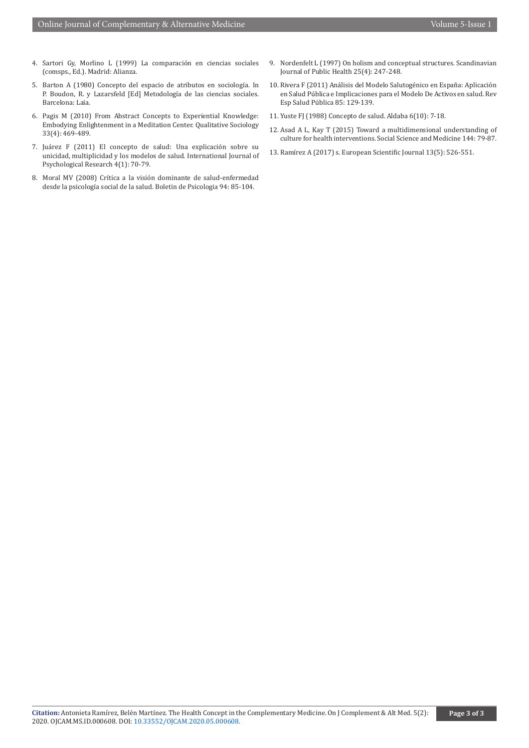4. Sartori Gy, Morlino L (1999) La comparación en ciencias sociales (comsps., Ed.). Madrid: Alianza.
5. Barton A (1980) Concepto del espacio de atributos en sociología. In P. Boudon, R. y Lazarsfeld [Ed] Metodología de las ciencias sociales. Barcelona: Laia.
6. Pagis M (2010) From Abstract Concepts to Experiential Knowledge: Embodying Enlightenment in a Meditation Center. Qualitative Sociology 33(4): 469-489.
7. Juárez F (2011) El concepto de salud: Una explicación sobre su unicidad, multiplicidad y los modelos de salud. International Journal of Psychological Research 4(1): 70-79.
8. Moral MV (2008) Crítica a la visión dominante de salud-enfermedad desde la psicología social de la salud. Boletin de Psicologia 94: 85-104.
9. Nordenfelt L (1997) On holism and conceptual structures. Scandinavian Journal of Public Health 25(4): 247-248.
10. Rivera F (2011) Análisis del Modelo Salutogénico en España: Aplicación en Salud Pública e Implicaciones para el Modelo De Activos en salud. Rev Esp Salud Pública 85: 129-139.
11. Yuste FJ (1988) Concepto de salud. Aldaba 6(10): 7-18.
12. Asad A L, Kay T (2015) Toward a multidimensional understanding of culture for health interventions. Social Science and Medicine 144: 79-87.
13. Ramírez A (2017) s. European Scientific Journal 13(5): 526-551.